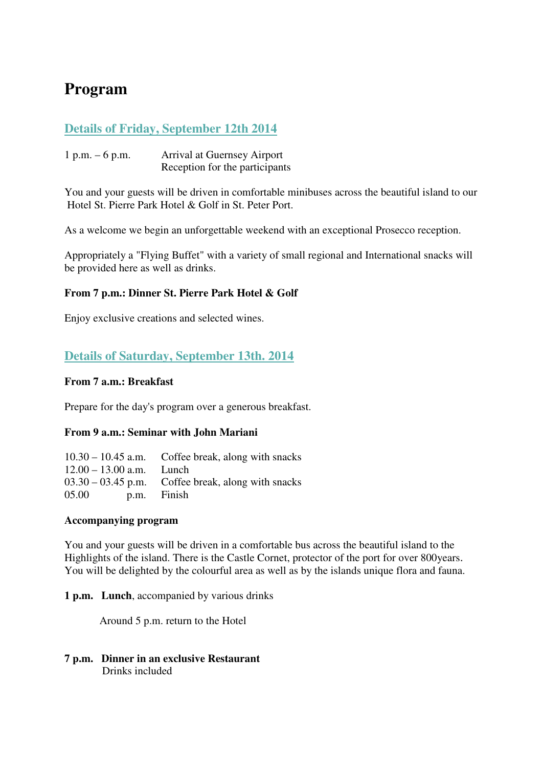# Program

## Details of Friday, September 12th 2014

| | |
|---|---|
| 1 p.m. – 6 p.m. | Arrival at Guernsey Airport<br>Reception for the participants |

You and your guests will be driven in comfortable minibuses across the beautiful island to our Hotel St. Pierre Park Hotel & Golf in St. Peter Port.

As a welcome we begin an unforgettable weekend with an exceptional Prosecco reception.

Appropriately a "Flying Buffet" with a variety of small regional and International snacks will be provided here as well as drinks.

**From 7 p.m.: Dinner St. Pierre Park Hotel & Golf**

Enjoy exclusive creations and selected wines.

## Details of Saturday, September 13th. 2014

**From 7 a.m.: Breakfast**

Prepare for the day's program over a generous breakfast.

**From 9 a.m.: Seminar with John Mariani**

| | |
|---|---|
| 10.30 – 10.45 a.m. | Coffee break, along with snacks |
| 12.00 – 13.00 a.m. | Lunch |
| 03.30 – 03.45 p.m. | Coffee break, along with snacks |
| 05.00 p.m. | Finish |

**Accompanying program**

You and your guests will be driven in a comfortable bus across the beautiful island to the Highlights of the island. There is the Castle Cornet, protector of the port for over 800years. You will be delighted by the colourful area as well as by the islands unique flora and fauna.

**1 p.m. Lunch**, accompanied by various drinks

Around 5 p.m. return to the Hotel

**7 p.m. Dinner in an exclusive Restaurant**
Drinks included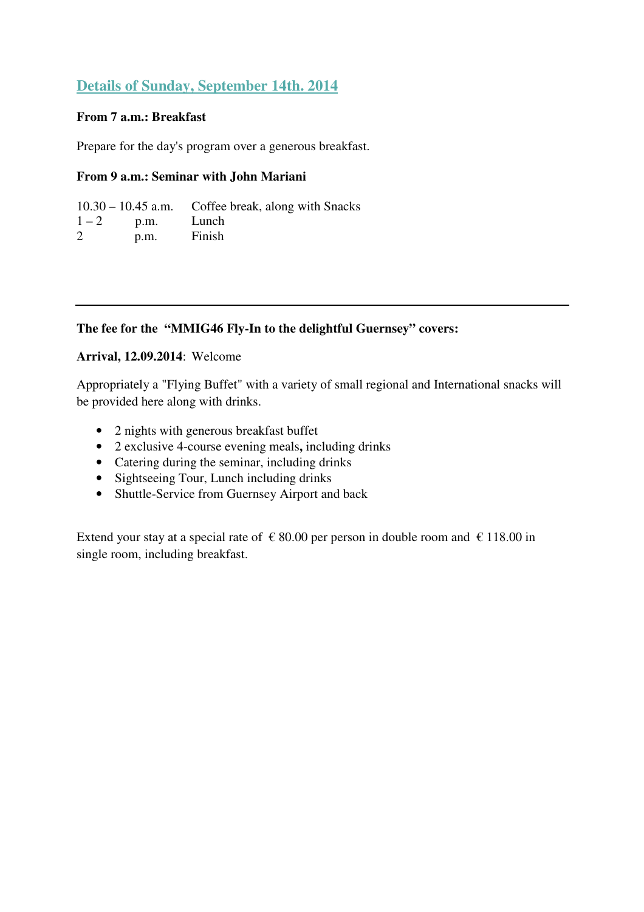## Details of Sunday, September 14th. 2014

**From 7 a.m.: Breakfast**

Prepare for the day's program over a generous breakfast.

**From 9 a.m.: Seminar with John Mariani**

| | |
|---|---|
| 10.30 – 10.45 a.m. | Coffee break, along with Snacks |
| 1 – 2 p.m. | Lunch |
| 2 p.m. | Finish |

---

**The fee for the "MMIG46 Fly-In to the delightful Guernsey" covers:**

**Arrival, 12.09.2014**: Welcome

Appropriately a "Flying Buffet" with a variety of small regional and International snacks will be provided here along with drinks.

- 2 nights with generous breakfast buffet
- 2 exclusive 4-course evening meals**,** including drinks
- Catering during the seminar, including drinks
- Sightseeing Tour, Lunch including drinks
- Shuttle-Service from Guernsey Airport and back

Extend your stay at a special rate of € 80.00 per person in double room and € 118.00 in single room, including breakfast.